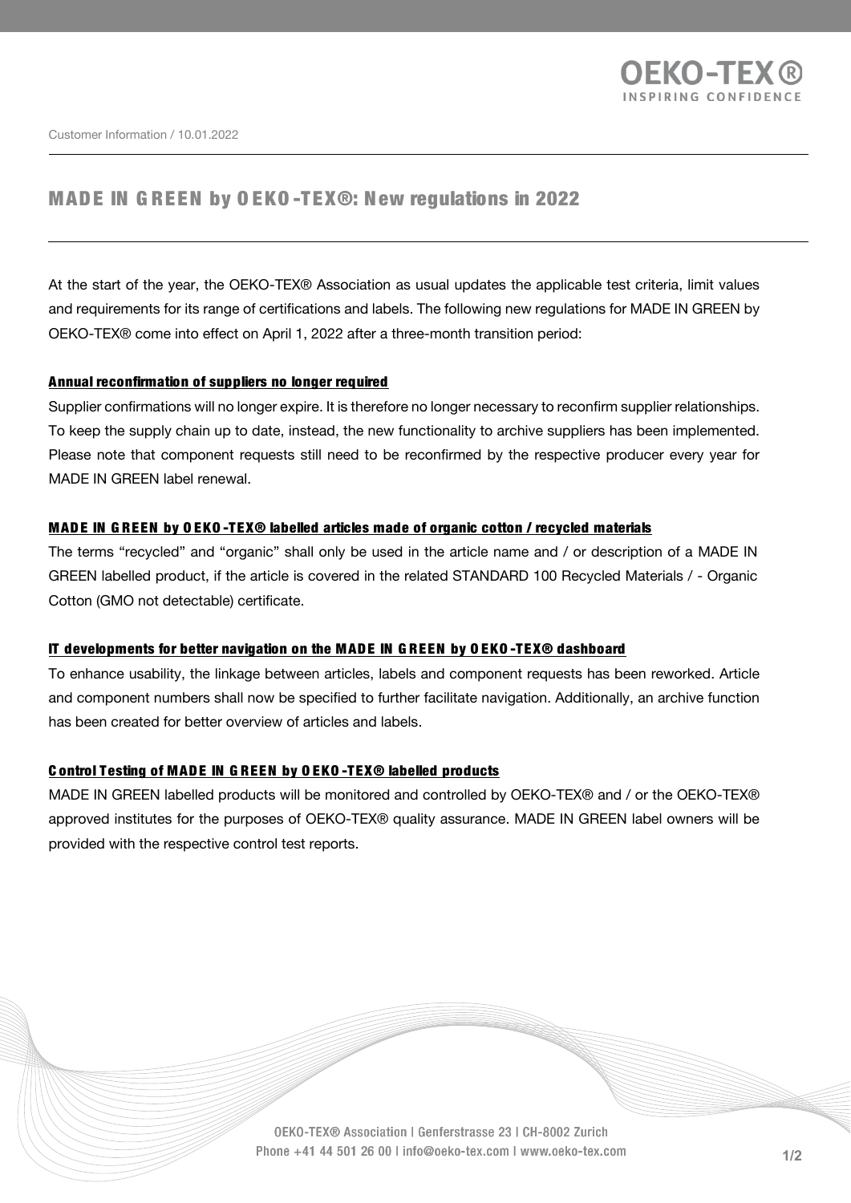Customer Information / 10.01.2022

# MADE IN GREEN by OEKO-TEX®: New regulations in 2022

At the start of the year, the OEKO-TEX® Association as usual updates the applicable test criteria, limit values and requirements for its range of certifications and labels. The following new regulations for MADE IN GREEN by OEKO-TEX® come into effect on April 1, 2022 after a three-month transition period:

## Annual reconfirmation of suppliers no longer required

Supplier confirmations will no longer expire. It is therefore no longer necessary to reconfirm supplier relationships. To keep the supply chain up to date, instead, the new functionality to archive suppliers has been implemented. Please note that component requests still need to be reconfirmed by the respective producer every year for MADE IN GREEN label renewal.

## MADE IN GREEN by OEKO-TEX® labelled articles made of organic cotton / recycled materials

The terms "recycled" and "organic" shall only be used in the article name and / or description of a MADE IN GREEN labelled product, if the article is covered in the related STANDARD 100 Recycled Materials / - Organic Cotton (GMO not detectable) certificate.

## IT developments for better navigation on the MADE IN GREEN by OEKO-TEX® dashboard

To enhance usability, the linkage between articles, labels and component requests has been reworked. Article and component numbers shall now be specified to further facilitate navigation. Additionally, an archive function has been created for better overview of articles and labels.

## Control Testing of MADE IN GREEN by OEKO-TEX® labelled products

MADE IN GREEN labelled products will be monitored and controlled by OEKO-TEX® and / or the OEKO-TEX® approved institutes for the purposes of OEKO-TEX® quality assurance. MADE IN GREEN label owners will be provided with the respective control test reports.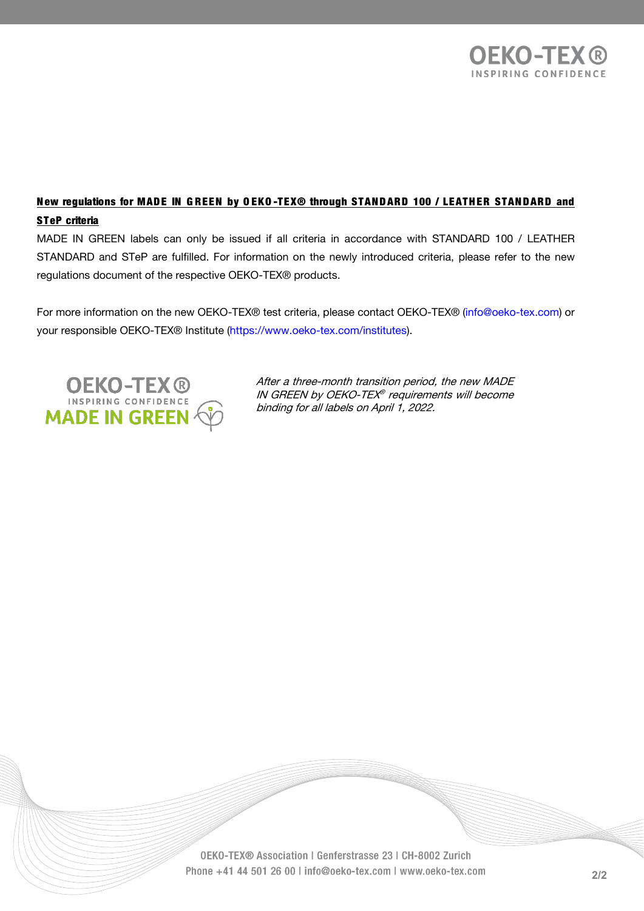**New regulations for MADE IN GREEN by OEKO-TEX® through STANDARD 100 / LEATHER STANDARD and STeP criteria**

MADE IN GREEN labels can only be issued if all criteria in accordance with STANDARD 100 / LEATHER STANDARD and STeP are fulfilled. For information on the newly introduced criteria, please refer to the new regulations document of the respective OEKO-TEX® products.

For more information on the new OEKO-TEX® test criteria, please contact OEKO-TEX® (info@oeko-tex.com) or your responsible OEKO-TEX® Institute (https://www.oeko-tex.com/institutes).

*After a three-month transition period, the new MADE IN GREEN by OEKO-TEX® requirements will become binding for all labels on April 1, 2022.*